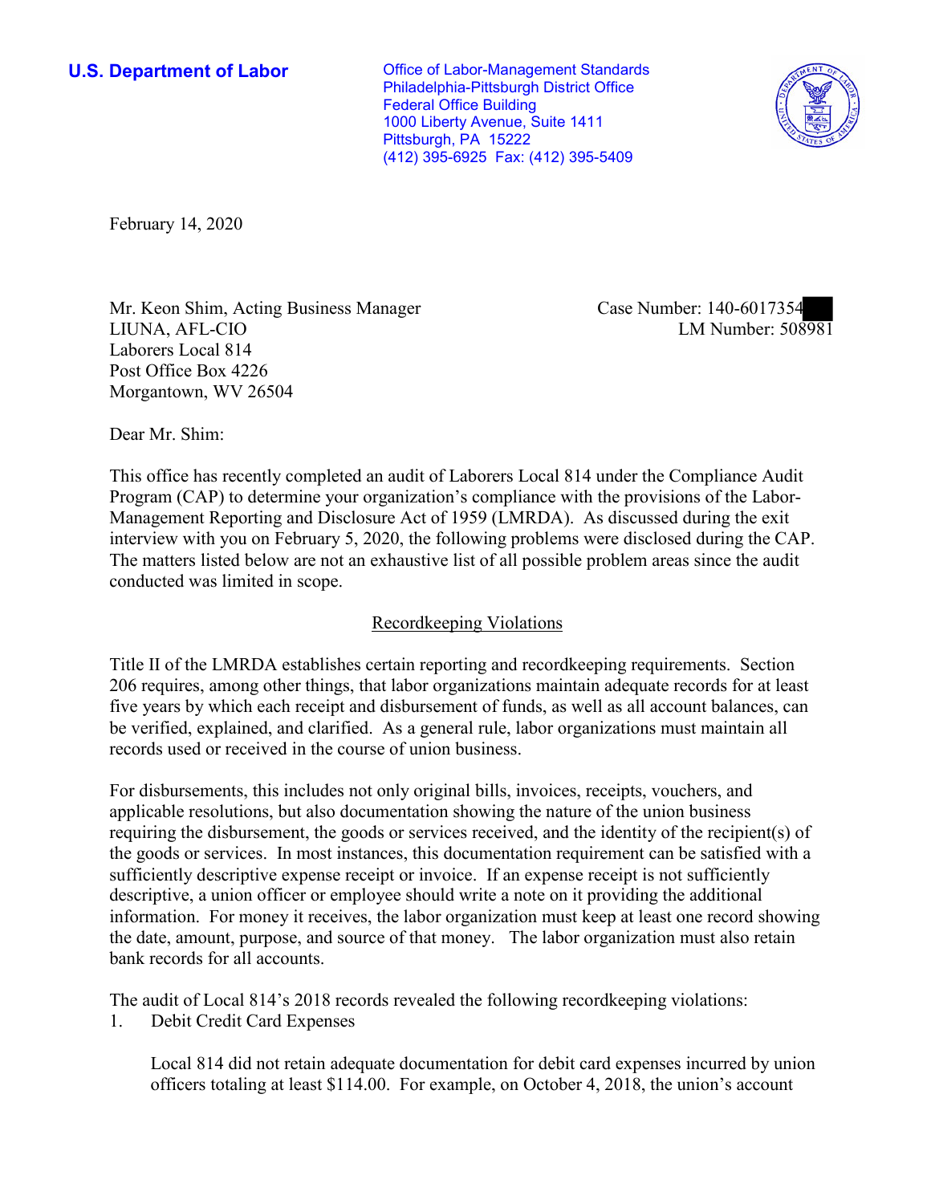**U.S. Department of Labor**

Office of Labor-Management Standards
Philadelphia-Pittsburgh District Office
Federal Office Building
1000 Liberty Avenue, Suite 1411
Pittsburgh, PA 15222
(412) 395-6925 Fax: (412) 395-5409

February 14, 2020

Mr. Keon Shim, Acting Business Manager
LIUNA, AFL-CIO
Laborers Local 814
Post Office Box 4226
Morgantown, WV 26504

Case Number: 140-6017354
LM Number: 508981

Dear Mr. Shim:

This office has recently completed an audit of Laborers Local 814 under the Compliance Audit Program (CAP) to determine your organization's compliance with the provisions of the Labor-Management Reporting and Disclosure Act of 1959 (LMRDA). As discussed during the exit interview with you on February 5, 2020, the following problems were disclosed during the CAP. The matters listed below are not an exhaustive list of all possible problem areas since the audit conducted was limited in scope.

## Recordkeeping Violations

Title II of the LMRDA establishes certain reporting and recordkeeping requirements. Section 206 requires, among other things, that labor organizations maintain adequate records for at least five years by which each receipt and disbursement of funds, as well as all account balances, can be verified, explained, and clarified. As a general rule, labor organizations must maintain all records used or received in the course of union business.

For disbursements, this includes not only original bills, invoices, receipts, vouchers, and applicable resolutions, but also documentation showing the nature of the union business requiring the disbursement, the goods or services received, and the identity of the recipient(s) of the goods or services. In most instances, this documentation requirement can be satisfied with a sufficiently descriptive expense receipt or invoice. If an expense receipt is not sufficiently descriptive, a union officer or employee should write a note on it providing the additional information. For money it receives, the labor organization must keep at least one record showing the date, amount, purpose, and source of that money. The labor organization must also retain bank records for all accounts.

The audit of Local 814's 2018 records revealed the following recordkeeping violations:

1. Debit Credit Card Expenses

   Local 814 did not retain adequate documentation for debit card expenses incurred by union officers totaling at least $114.00. For example, on October 4, 2018, the union's account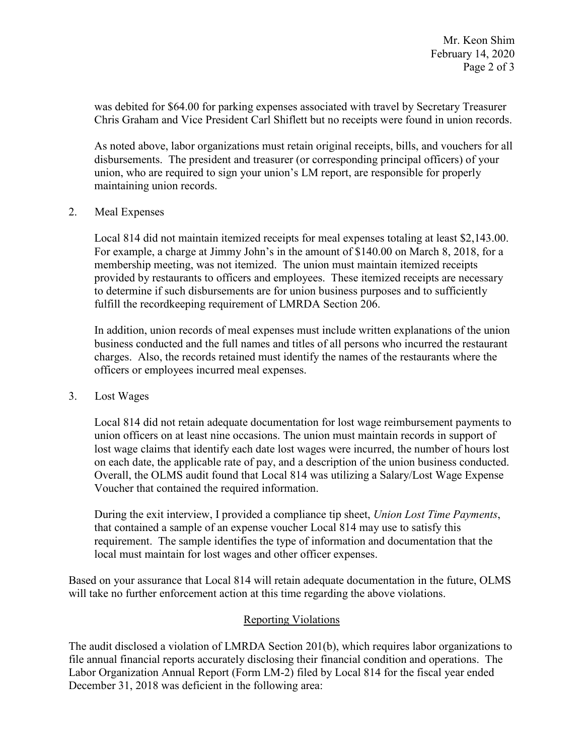was debited for $64.00 for parking expenses associated with travel by Secretary Treasurer Chris Graham and Vice President Carl Shiflett but no receipts were found in union records.

As noted above, labor organizations must retain original receipts, bills, and vouchers for all disbursements. The president and treasurer (or corresponding principal officers) of your union, who are required to sign your union's LM report, are responsible for properly maintaining union records.

2. Meal Expenses

   Local 814 did not maintain itemized receipts for meal expenses totaling at least $2,143.00. For example, a charge at Jimmy John's in the amount of $140.00 on March 8, 2018, for a membership meeting, was not itemized. The union must maintain itemized receipts provided by restaurants to officers and employees. These itemized receipts are necessary to determine if such disbursements are for union business purposes and to sufficiently fulfill the recordkeeping requirement of LMRDA Section 206.

   In addition, union records of meal expenses must include written explanations of the union business conducted and the full names and titles of all persons who incurred the restaurant charges. Also, the records retained must identify the names of the restaurants where the officers or employees incurred meal expenses.

3. Lost Wages

   Local 814 did not retain adequate documentation for lost wage reimbursement payments to union officers on at least nine occasions. The union must maintain records in support of lost wage claims that identify each date lost wages were incurred, the number of hours lost on each date, the applicable rate of pay, and a description of the union business conducted. Overall, the OLMS audit found that Local 814 was utilizing a Salary/Lost Wage Expense Voucher that contained the required information.

   During the exit interview, I provided a compliance tip sheet, *Union Lost Time Payments*, that contained a sample of an expense voucher Local 814 may use to satisfy this requirement. The sample identifies the type of information and documentation that the local must maintain for lost wages and other officer expenses.

Based on your assurance that Local 814 will retain adequate documentation in the future, OLMS will take no further enforcement action at this time regarding the above violations.

## Reporting Violations

The audit disclosed a violation of LMRDA Section 201(b), which requires labor organizations to file annual financial reports accurately disclosing their financial condition and operations. The Labor Organization Annual Report (Form LM-2) filed by Local 814 for the fiscal year ended December 31, 2018 was deficient in the following area: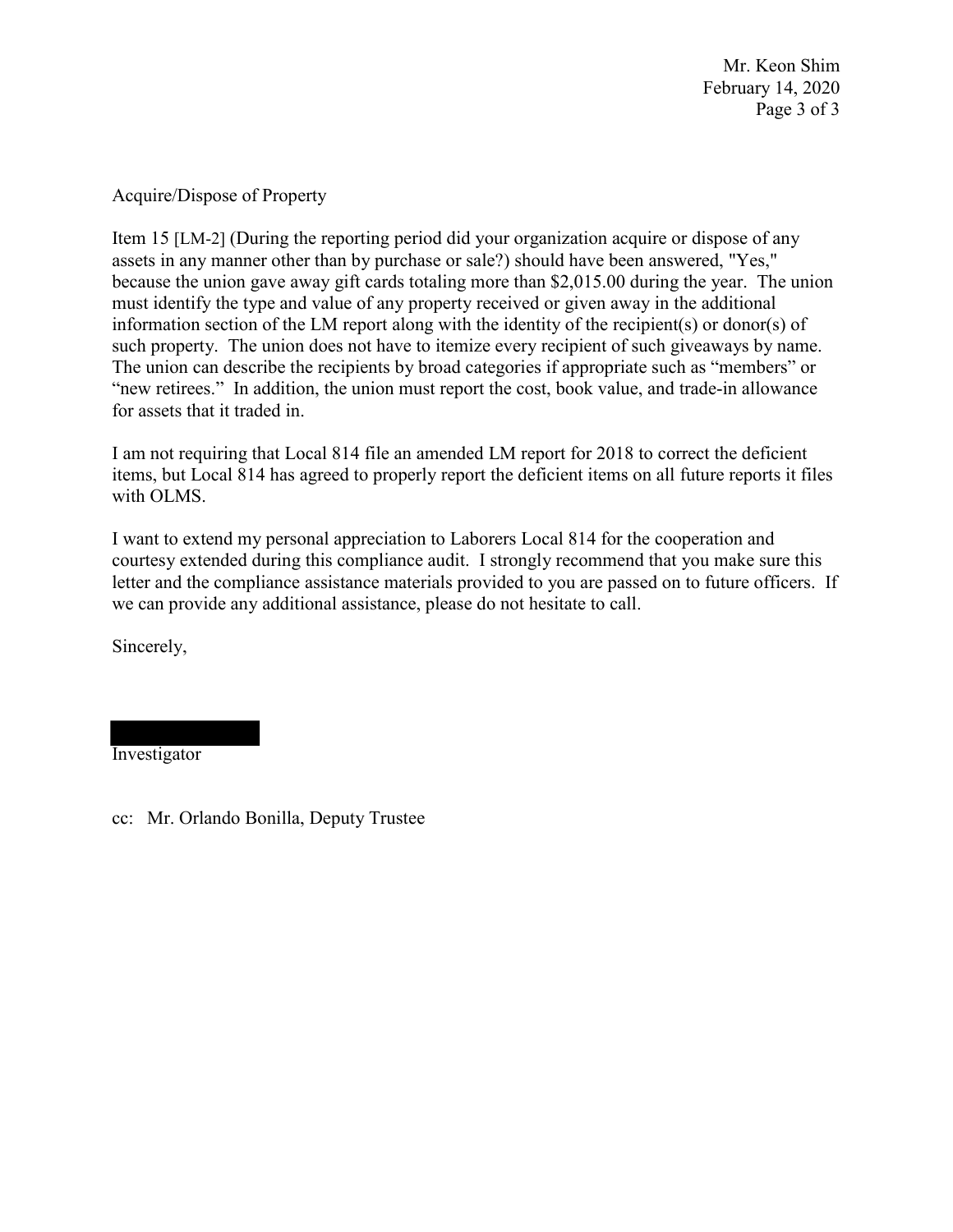Acquire/Dispose of Property

Item 15 [LM-2] (During the reporting period did your organization acquire or dispose of any assets in any manner other than by purchase or sale?) should have been answered, "Yes," because the union gave away gift cards totaling more than $2,015.00 during the year. The union must identify the type and value of any property received or given away in the additional information section of the LM report along with the identity of the recipient(s) or donor(s) of such property. The union does not have to itemize every recipient of such giveaways by name. The union can describe the recipients by broad categories if appropriate such as "members" or "new retirees." In addition, the union must report the cost, book value, and trade-in allowance for assets that it traded in.

I am not requiring that Local 814 file an amended LM report for 2018 to correct the deficient items, but Local 814 has agreed to properly report the deficient items on all future reports it files with OLMS.

I want to extend my personal appreciation to Laborers Local 814 for the cooperation and courtesy extended during this compliance audit. I strongly recommend that you make sure this letter and the compliance assistance materials provided to you are passed on to future officers. If we can provide any additional assistance, please do not hesitate to call.

Sincerely,

Investigator

cc: Mr. Orlando Bonilla, Deputy Trustee